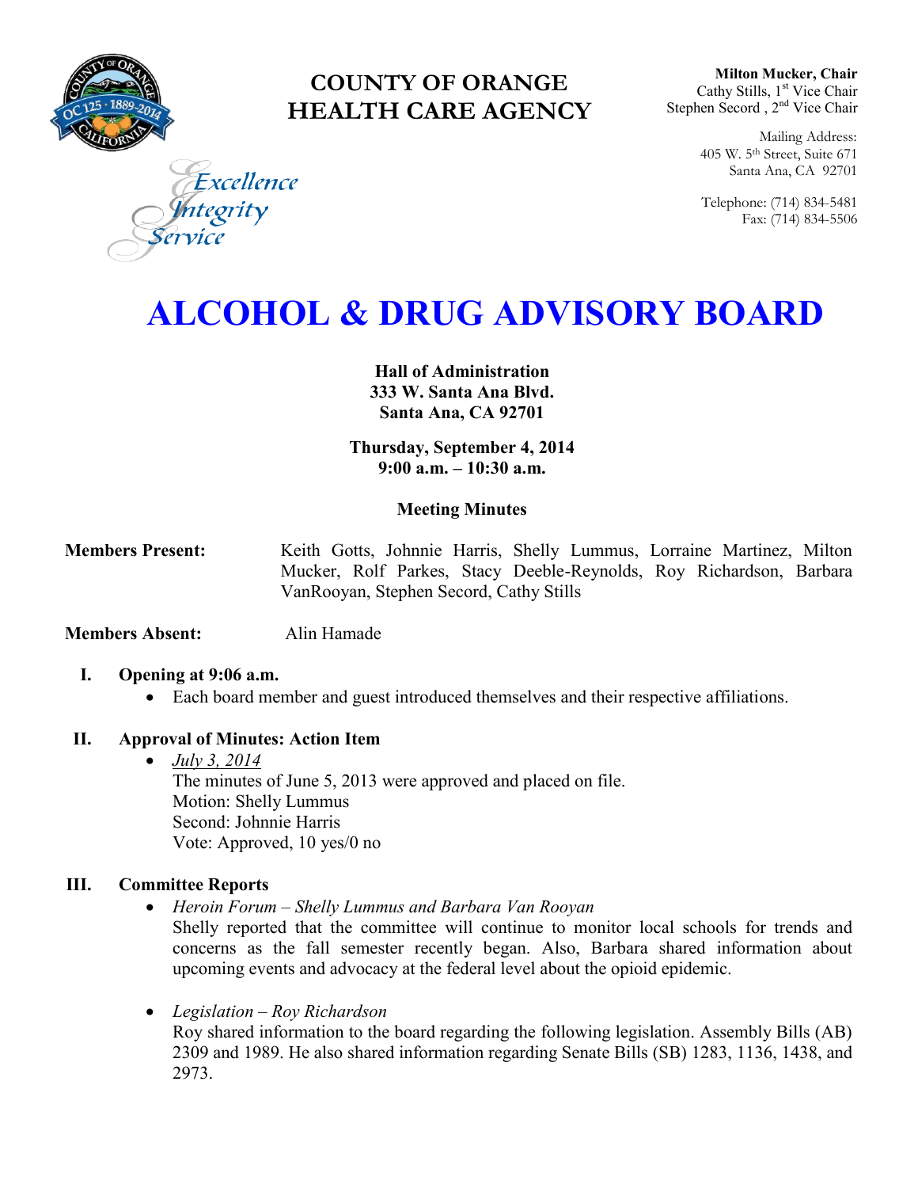# COUNTY OF ORANGE HEALTH CARE AGENCY

Excellence
Integrity
Service

**Milton Mucker, Chair**
Cathy Stills, 1st Vice Chair
Stephen Secord , 2nd Vice Chair

Mailing Address:
405 W. 5th Street, Suite 671
Santa Ana, CA 92701

Telephone: (714) 834-5481
Fax: (714) 834-5506

# ALCOHOL & DRUG ADVISORY BOARD

**Hall of Administration**
**333 W. Santa Ana Blvd.**
**Santa Ana, CA 92701**

**Thursday, September 4, 2014**
**9:00 a.m. – 10:30 a.m.**

**Meeting Minutes**

**Members Present:** Keith Gotts, Johnnie Harris, Shelly Lummus, Lorraine Martinez, Milton Mucker, Rolf Parkes, Stacy Deeble-Reynolds, Roy Richardson, Barbara VanRooyan, Stephen Secord, Cathy Stills

**Members Absent:** Alin Hamade

## I. Opening at 9:06 a.m.

- Each board member and guest introduced themselves and their respective affiliations.

## II. Approval of Minutes: Action Item

- *July 3, 2014*
  The minutes of June 5, 2013 were approved and placed on file.
  Motion: Shelly Lummus
  Second: Johnnie Harris
  Vote: Approved, 10 yes/0 no

## III. Committee Reports

- *Heroin Forum – Shelly Lummus and Barbara Van Rooyan*
  Shelly reported that the committee will continue to monitor local schools for trends and concerns as the fall semester recently began. Also, Barbara shared information about upcoming events and advocacy at the federal level about the opioid epidemic.

- *Legislation – Roy Richardson*
  Roy shared information to the board regarding the following legislation. Assembly Bills (AB) 2309 and 1989. He also shared information regarding Senate Bills (SB) 1283, 1136, 1438, and 2973.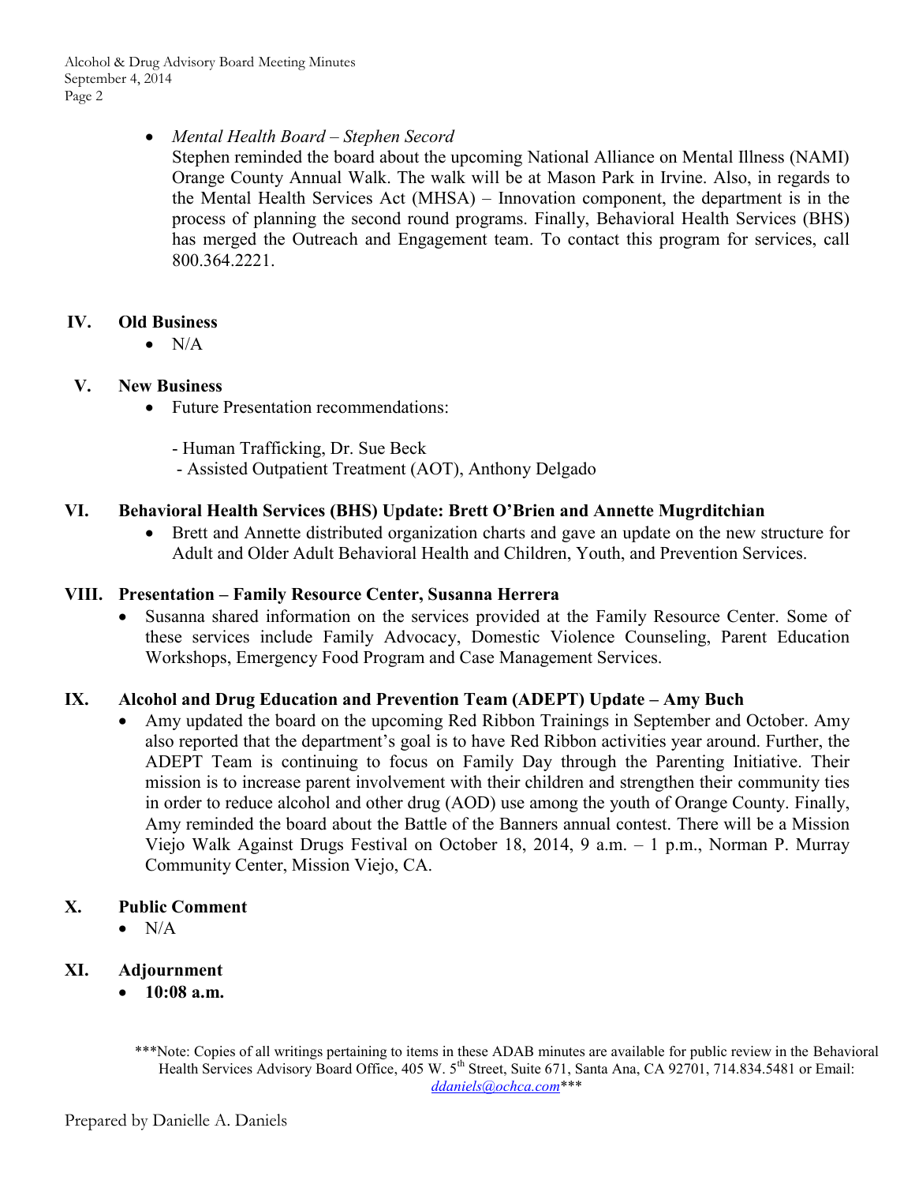- *Mental Health Board – Stephen Secord*
  Stephen reminded the board about the upcoming National Alliance on Mental Illness (NAMI) Orange County Annual Walk. The walk will be at Mason Park in Irvine. Also, in regards to the Mental Health Services Act (MHSA) – Innovation component, the department is in the process of planning the second round programs. Finally, Behavioral Health Services (BHS) has merged the Outreach and Engagement team. To contact this program for services, call 800.364.2221.

## IV. Old Business

- N/A

## V. New Business

- Future Presentation recommendations:

  - Human Trafficking, Dr. Sue Beck
  - Assisted Outpatient Treatment (AOT), Anthony Delgado

## VI. Behavioral Health Services (BHS) Update: Brett O'Brien and Annette Mugrditchian

- Brett and Annette distributed organization charts and gave an update on the new structure for Adult and Older Adult Behavioral Health and Children, Youth, and Prevention Services.

## VIII. Presentation – Family Resource Center, Susanna Herrera

- Susanna shared information on the services provided at the Family Resource Center. Some of these services include Family Advocacy, Domestic Violence Counseling, Parent Education Workshops, Emergency Food Program and Case Management Services.

## IX. Alcohol and Drug Education and Prevention Team (ADEPT) Update – Amy Buch

- Amy updated the board on the upcoming Red Ribbon Trainings in September and October. Amy also reported that the department's goal is to have Red Ribbon activities year around. Further, the ADEPT Team is continuing to focus on Family Day through the Parenting Initiative. Their mission is to increase parent involvement with their children and strengthen their community ties in order to reduce alcohol and other drug (AOD) use among the youth of Orange County. Finally, Amy reminded the board about the Battle of the Banners annual contest. There will be a Mission Viejo Walk Against Drugs Festival on October 18, 2014, 9 a.m. – 1 p.m., Norman P. Murray Community Center, Mission Viejo, CA.

## X. Public Comment

- N/A

## XI. Adjournment

- **10:08 a.m.**

***Note: Copies of all writings pertaining to items in these ADAB minutes are available for public review in the Behavioral Health Services Advisory Board Office, 405 W. 5th Street, Suite 671, Santa Ana, CA 92701, 714.834.5481 or Email: ddaniels@ochca.com***

Prepared by Danielle A. Daniels